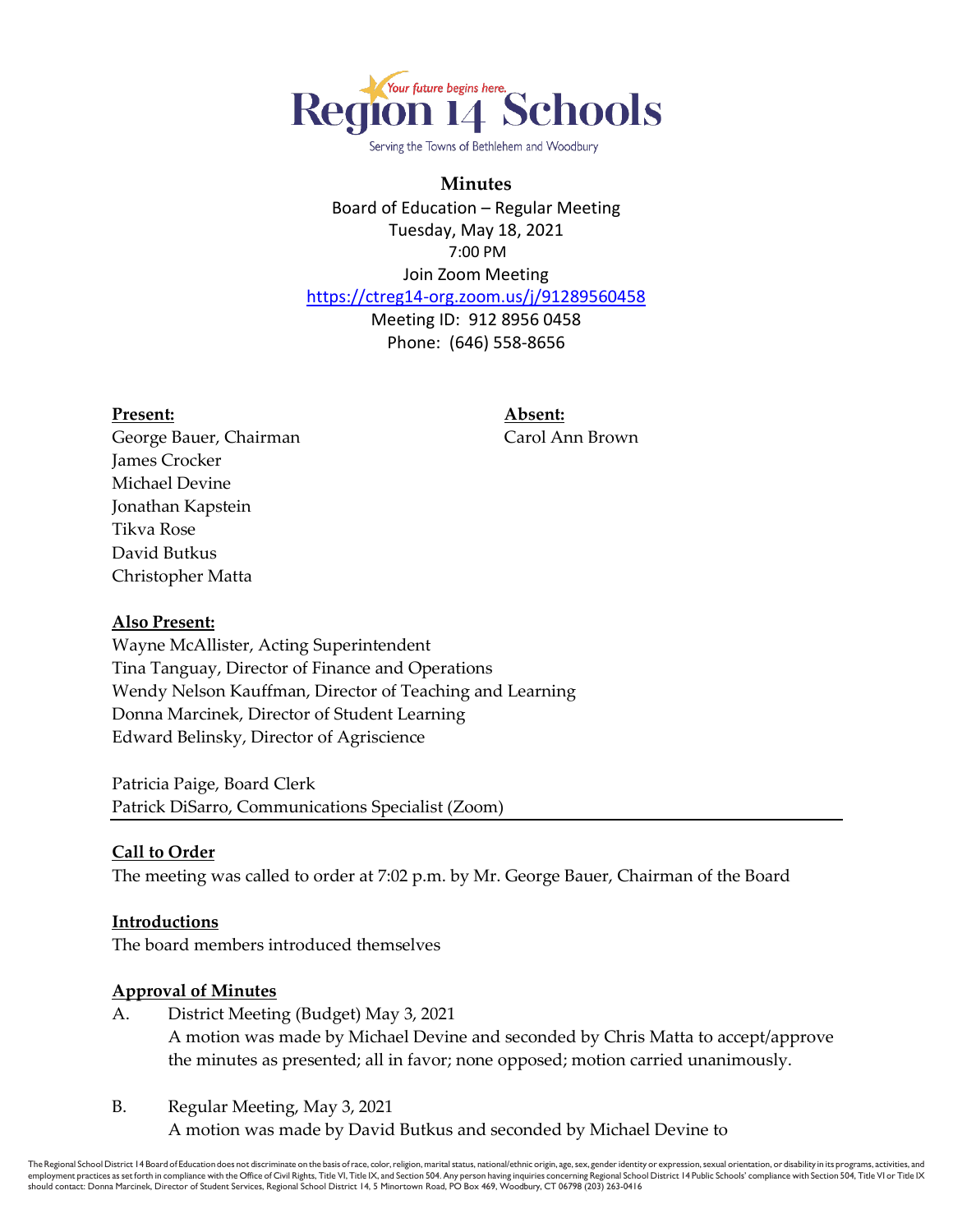Region 14 Schools

Your future begins here.

Serving the Towns of Bethlehem and Woodbury

# Minutes

Board of Education – Regular Meeting
Tuesday, May 18, 2021
7:00 PM
Join Zoom Meeting
https://ctreg14-org.zoom.us/j/91289560458
Meeting ID: 912 8956 0458
Phone: (646) 558-8656

**Present:**
George Bauer, Chairman
James Crocker
Michael Devine
Jonathan Kapstein
Tikva Rose
David Butkus
Christopher Matta

**Absent:**
Carol Ann Brown

**Also Present:**
Wayne McAllister, Acting Superintendent
Tina Tanguay, Director of Finance and Operations
Wendy Nelson Kauffman, Director of Teaching and Learning
Donna Marcinek, Director of Student Learning
Edward Belinsky, Director of Agriscience

Patricia Paige, Board Clerk
Patrick DiSarro, Communications Specialist (Zoom)

---

**Call to Order**
The meeting was called to order at 7:02 p.m. by Mr. George Bauer, Chairman of the Board

**Introductions**
The board members introduced themselves

**Approval of Minutes**

A. District Meeting (Budget) May 3, 2021
A motion was made by Michael Devine and seconded by Chris Matta to accept/approve the minutes as presented; all in favor; none opposed; motion carried unanimously.

B. Regular Meeting, May 3, 2021
A motion was made by David Butkus and seconded by Michael Devine to

The Regional School District 14 Board of Education does not discriminate on the basis of race, color, religion, marital status, national/ethnic origin, age, sex, gender identity or expression, sexual orientation, or disability in its programs, activities, and employment practices as set forth in compliance with the Office of Civil Rights, Title VI, Title IX, and Section 504. Any person having inquiries concerning Regional School District 14 Public Schools' compliance with Section 504, Title VI or Title IX should contact: Donna Marcinek, Director of Student Services, Regional School District 14, 5 Minortown Road, PO Box 469, Woodbury, CT 06798 (203) 263-0416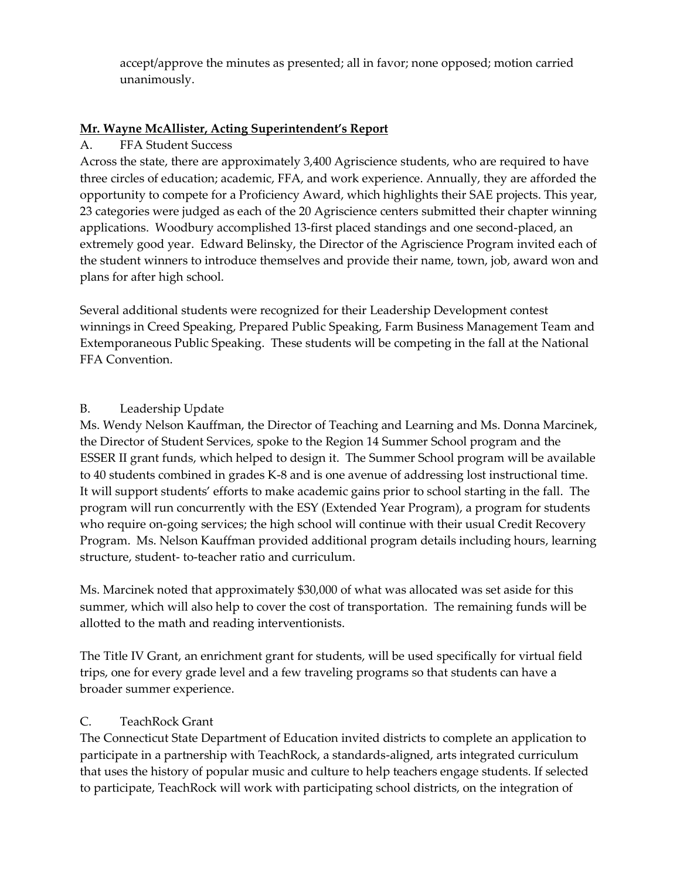accept/approve the minutes as presented; all in favor; none opposed; motion carried unanimously.

**<u>Mr. Wayne McAllister, Acting Superintendent's Report</u>**

A. FFA Student Success

Across the state, there are approximately 3,400 Agriscience students, who are required to have three circles of education; academic, FFA, and work experience. Annually, they are afforded the opportunity to compete for a Proficiency Award, which highlights their SAE projects. This year, 23 categories were judged as each of the 20 Agriscience centers submitted their chapter winning applications. Woodbury accomplished 13-first placed standings and one second-placed, an extremely good year. Edward Belinsky, the Director of the Agriscience Program invited each of the student winners to introduce themselves and provide their name, town, job, award won and plans for after high school.

Several additional students were recognized for their Leadership Development contest winnings in Creed Speaking, Prepared Public Speaking, Farm Business Management Team and Extemporaneous Public Speaking. These students will be competing in the fall at the National FFA Convention.

B. Leadership Update

Ms. Wendy Nelson Kauffman, the Director of Teaching and Learning and Ms. Donna Marcinek, the Director of Student Services, spoke to the Region 14 Summer School program and the ESSER II grant funds, which helped to design it. The Summer School program will be available to 40 students combined in grades K-8 and is one avenue of addressing lost instructional time. It will support students' efforts to make academic gains prior to school starting in the fall. The program will run concurrently with the ESY (Extended Year Program), a program for students who require on-going services; the high school will continue with their usual Credit Recovery Program. Ms. Nelson Kauffman provided additional program details including hours, learning structure, student- to-teacher ratio and curriculum.

Ms. Marcinek noted that approximately $30,000 of what was allocated was set aside for this summer, which will also help to cover the cost of transportation. The remaining funds will be allotted to the math and reading interventionists.

The Title IV Grant, an enrichment grant for students, will be used specifically for virtual field trips, one for every grade level and a few traveling programs so that students can have a broader summer experience.

C. TeachRock Grant

The Connecticut State Department of Education invited districts to complete an application to participate in a partnership with TeachRock, a standards-aligned, arts integrated curriculum that uses the history of popular music and culture to help teachers engage students. If selected to participate, TeachRock will work with participating school districts, on the integration of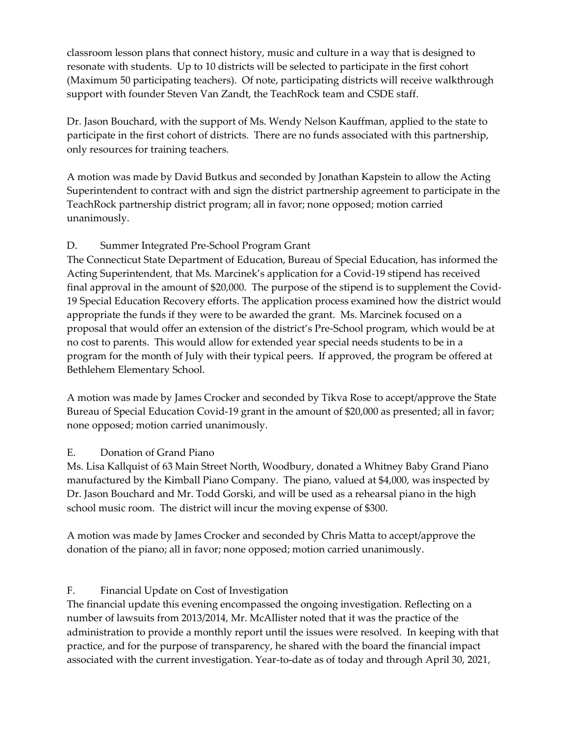classroom lesson plans that connect history, music and culture in a way that is designed to resonate with students. Up to 10 districts will be selected to participate in the first cohort (Maximum 50 participating teachers). Of note, participating districts will receive walkthrough support with founder Steven Van Zandt, the TeachRock team and CSDE staff.

Dr. Jason Bouchard, with the support of Ms. Wendy Nelson Kauffman, applied to the state to participate in the first cohort of districts. There are no funds associated with this partnership, only resources for training teachers.

A motion was made by David Butkus and seconded by Jonathan Kapstein to allow the Acting Superintendent to contract with and sign the district partnership agreement to participate in the TeachRock partnership district program; all in favor; none opposed; motion carried unanimously.

D. Summer Integrated Pre-School Program Grant

The Connecticut State Department of Education, Bureau of Special Education, has informed the Acting Superintendent, that Ms. Marcinek's application for a Covid-19 stipend has received final approval in the amount of $20,000. The purpose of the stipend is to supplement the Covid-19 Special Education Recovery efforts. The application process examined how the district would appropriate the funds if they were to be awarded the grant. Ms. Marcinek focused on a proposal that would offer an extension of the district's Pre-School program, which would be at no cost to parents. This would allow for extended year special needs students to be in a program for the month of July with their typical peers. If approved, the program be offered at Bethlehem Elementary School.

A motion was made by James Crocker and seconded by Tikva Rose to accept/approve the State Bureau of Special Education Covid-19 grant in the amount of $20,000 as presented; all in favor; none opposed; motion carried unanimously.

E. Donation of Grand Piano

Ms. Lisa Kallquist of 63 Main Street North, Woodbury, donated a Whitney Baby Grand Piano manufactured by the Kimball Piano Company. The piano, valued at $4,000, was inspected by Dr. Jason Bouchard and Mr. Todd Gorski, and will be used as a rehearsal piano in the high school music room. The district will incur the moving expense of $300.

A motion was made by James Crocker and seconded by Chris Matta to accept/approve the donation of the piano; all in favor; none opposed; motion carried unanimously.

F. Financial Update on Cost of Investigation

The financial update this evening encompassed the ongoing investigation. Reflecting on a number of lawsuits from 2013/2014, Mr. McAllister noted that it was the practice of the administration to provide a monthly report until the issues were resolved. In keeping with that practice, and for the purpose of transparency, he shared with the board the financial impact associated with the current investigation. Year-to-date as of today and through April 30, 2021,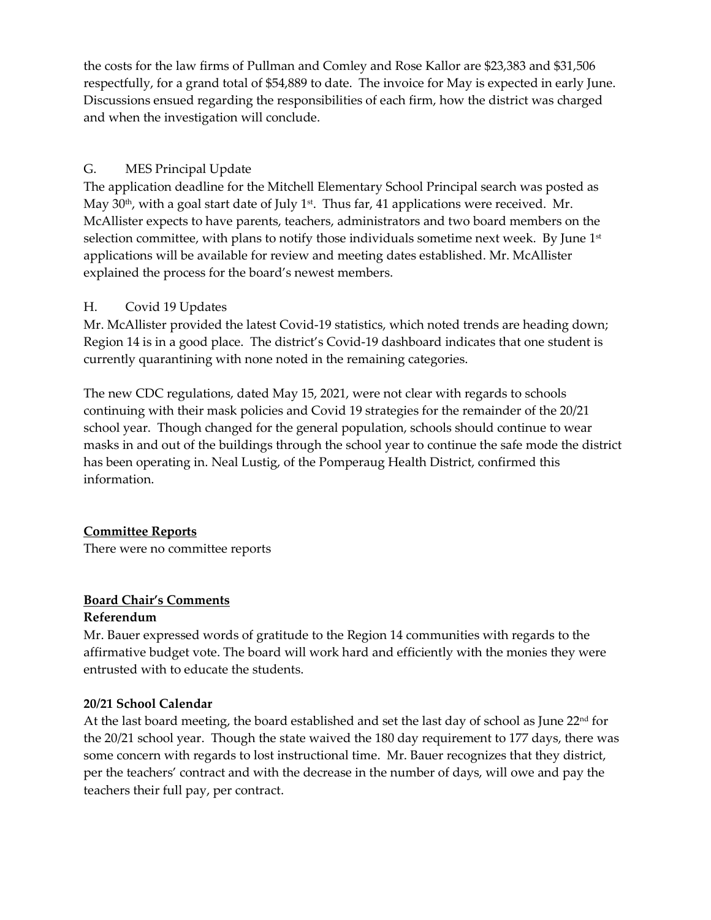the costs for the law firms of Pullman and Comley and Rose Kallor are $23,383 and $31,506 respectfully, for a grand total of $54,889 to date. The invoice for May is expected in early June. Discussions ensued regarding the responsibilities of each firm, how the district was charged and when the investigation will conclude.

G. MES Principal Update

The application deadline for the Mitchell Elementary School Principal search was posted as May 30th, with a goal start date of July 1st. Thus far, 41 applications were received. Mr. McAllister expects to have parents, teachers, administrators and two board members on the selection committee, with plans to notify those individuals sometime next week. By June 1st applications will be available for review and meeting dates established. Mr. McAllister explained the process for the board's newest members.

H. Covid 19 Updates

Mr. McAllister provided the latest Covid-19 statistics, which noted trends are heading down; Region 14 is in a good place. The district's Covid-19 dashboard indicates that one student is currently quarantining with none noted in the remaining categories.

The new CDC regulations, dated May 15, 2021, were not clear with regards to schools continuing with their mask policies and Covid 19 strategies for the remainder of the 20/21 school year. Though changed for the general population, schools should continue to wear masks in and out of the buildings through the school year to continue the safe mode the district has been operating in. Neal Lustig, of the Pomperaug Health District, confirmed this information.

## Committee Reports

There were no committee reports

## Board Chair's Comments

### Referendum

Mr. Bauer expressed words of gratitude to the Region 14 communities with regards to the affirmative budget vote. The board will work hard and efficiently with the monies they were entrusted with to educate the students.

### 20/21 School Calendar

At the last board meeting, the board established and set the last day of school as June 22nd for the 20/21 school year. Though the state waived the 180 day requirement to 177 days, there was some concern with regards to lost instructional time. Mr. Bauer recognizes that they district, per the teachers' contract and with the decrease in the number of days, will owe and pay the teachers their full pay, per contract.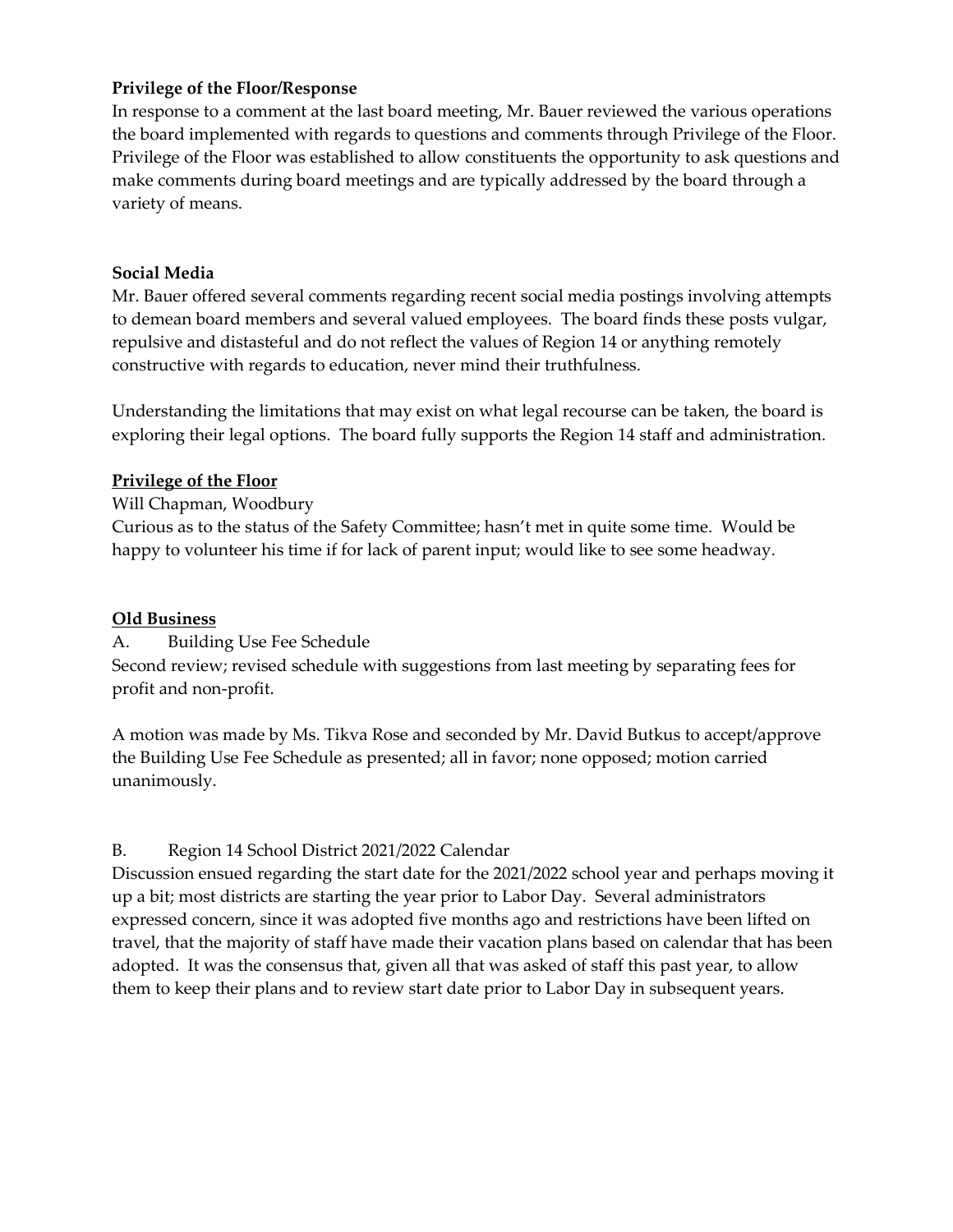**Privilege of the Floor/Response**

In response to a comment at the last board meeting, Mr. Bauer reviewed the various operations the board implemented with regards to questions and comments through Privilege of the Floor. Privilege of the Floor was established to allow constituents the opportunity to ask questions and make comments during board meetings and are typically addressed by the board through a variety of means.

**Social Media**

Mr. Bauer offered several comments regarding recent social media postings involving attempts to demean board members and several valued employees. The board finds these posts vulgar, repulsive and distasteful and do not reflect the values of Region 14 or anything remotely constructive with regards to education, never mind their truthfulness.

Understanding the limitations that may exist on what legal recourse can be taken, the board is exploring their legal options. The board fully supports the Region 14 staff and administration.

**Privilege of the Floor**

Will Chapman, Woodbury

Curious as to the status of the Safety Committee; hasn't met in quite some time. Would be happy to volunteer his time if for lack of parent input; would like to see some headway.

**Old Business**

A. Building Use Fee Schedule

Second review; revised schedule with suggestions from last meeting by separating fees for profit and non-profit.

A motion was made by Ms. Tikva Rose and seconded by Mr. David Butkus to accept/approve the Building Use Fee Schedule as presented; all in favor; none opposed; motion carried unanimously.

B. Region 14 School District 2021/2022 Calendar

Discussion ensued regarding the start date for the 2021/2022 school year and perhaps moving it up a bit; most districts are starting the year prior to Labor Day. Several administrators expressed concern, since it was adopted five months ago and restrictions have been lifted on travel, that the majority of staff have made their vacation plans based on calendar that has been adopted. It was the consensus that, given all that was asked of staff this past year, to allow them to keep their plans and to review start date prior to Labor Day in subsequent years.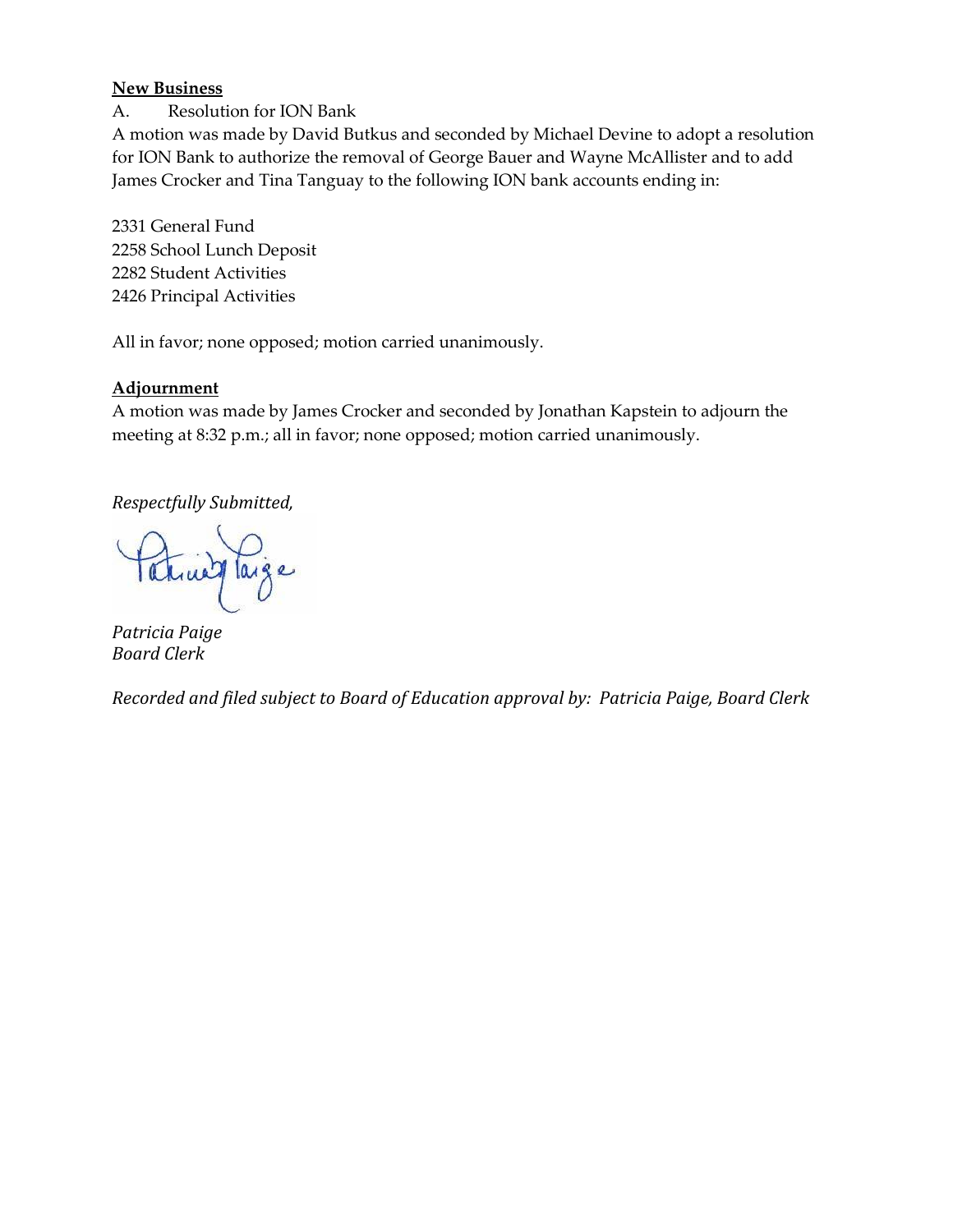**New Business**

A. Resolution for ION Bank

A motion was made by David Butkus and seconded by Michael Devine to adopt a resolution for ION Bank to authorize the removal of George Bauer and Wayne McAllister and to add James Crocker and Tina Tanguay to the following ION bank accounts ending in:

2331 General Fund
2258 School Lunch Deposit
2282 Student Activities
2426 Principal Activities

All in favor; none opposed; motion carried unanimously.

**Adjournment**

A motion was made by James Crocker and seconded by Jonathan Kapstein to adjourn the meeting at 8:32 p.m.; all in favor; none opposed; motion carried unanimously.

*Respectfully Submitted,*

*Patricia Paige*
*Board Clerk*

*Recorded and filed subject to Board of Education approval by: Patricia Paige, Board Clerk*